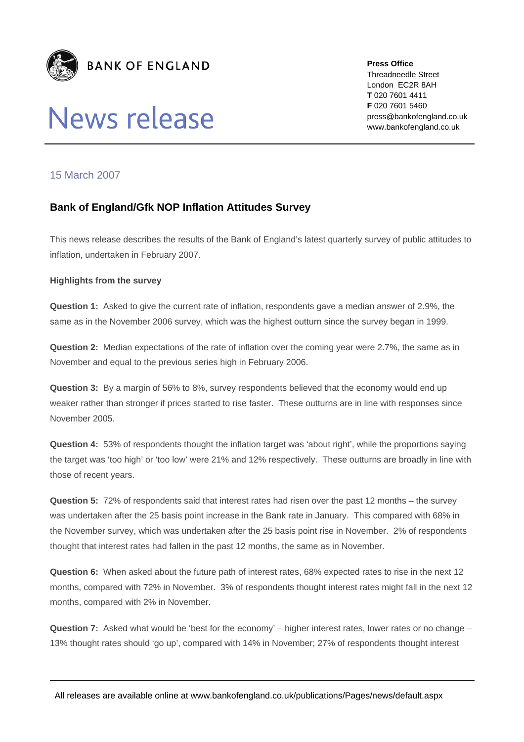**BANK OF ENGLAND**

# News release

**Press Office**
Threadneedle Street
London EC2R 8AH
**T** 020 7601 4411
**F** 020 7601 5460
press@bankofengland.co.uk
www.bankofengland.co.uk

15 March 2007

## Bank of England/Gfk NOP Inflation Attitudes Survey

This news release describes the results of the Bank of England's latest quarterly survey of public attitudes to inflation, undertaken in February 2007.

**Highlights from the survey**

**Question 1:** Asked to give the current rate of inflation, respondents gave a median answer of 2.9%, the same as in the November 2006 survey, which was the highest outturn since the survey began in 1999.

**Question 2:** Median expectations of the rate of inflation over the coming year were 2.7%, the same as in November and equal to the previous series high in February 2006.

**Question 3:** By a margin of 56% to 8%, survey respondents believed that the economy would end up weaker rather than stronger if prices started to rise faster. These outturns are in line with responses since November 2005.

**Question 4:** 53% of respondents thought the inflation target was 'about right', while the proportions saying the target was 'too high' or 'too low' were 21% and 12% respectively. These outturns are broadly in line with those of recent years.

**Question 5:** 72% of respondents said that interest rates had risen over the past 12 months – the survey was undertaken after the 25 basis point increase in the Bank rate in January. This compared with 68% in the November survey, which was undertaken after the 25 basis point rise in November. 2% of respondents thought that interest rates had fallen in the past 12 months, the same as in November.

**Question 6:** When asked about the future path of interest rates, 68% expected rates to rise in the next 12 months, compared with 72% in November. 3% of respondents thought interest rates might fall in the next 12 months, compared with 2% in November.

**Question 7:** Asked what would be 'best for the economy' – higher interest rates, lower rates or no change – 13% thought rates should 'go up', compared with 14% in November; 27% of respondents thought interest

All releases are available online at www.bankofengland.co.uk/publications/Pages/news/default.aspx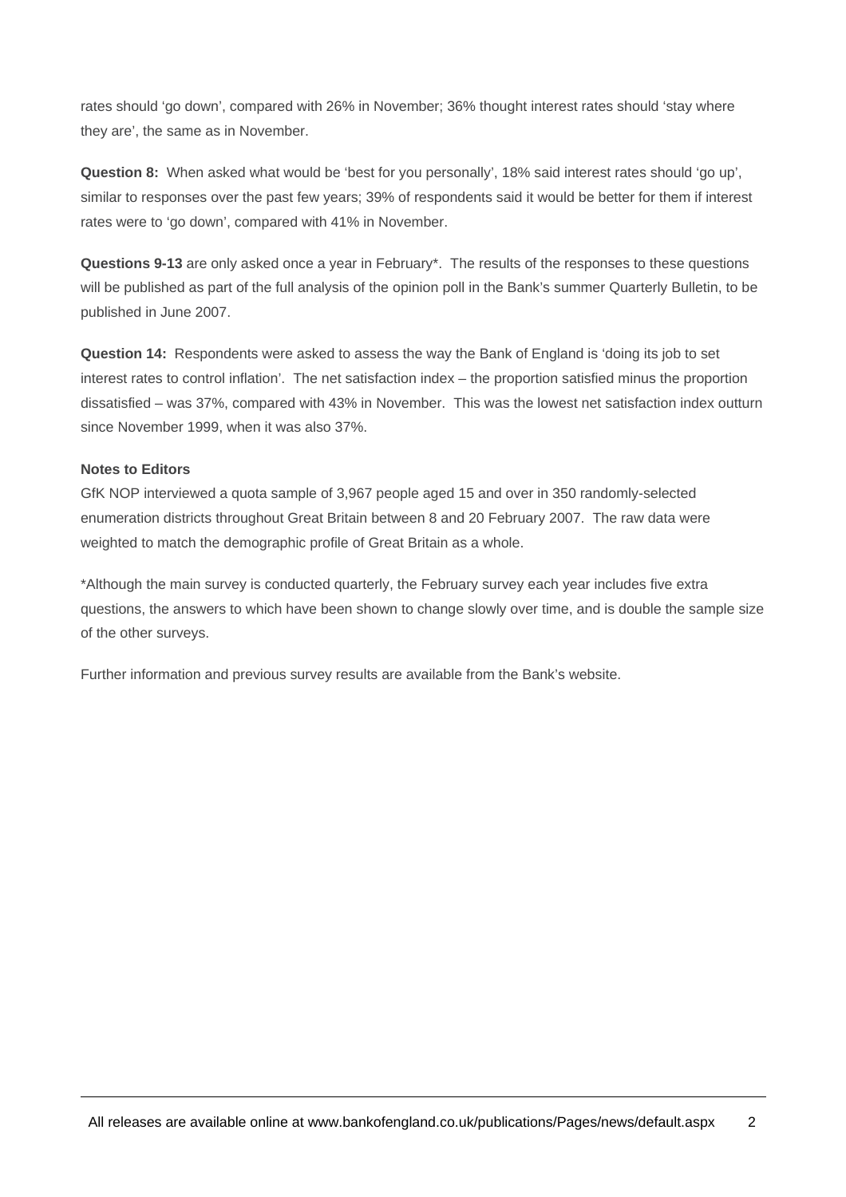rates should 'go down', compared with 26% in November; 36% thought interest rates should 'stay where they are', the same as in November.

**Question 8:** When asked what would be 'best for you personally', 18% said interest rates should 'go up', similar to responses over the past few years; 39% of respondents said it would be better for them if interest rates were to 'go down', compared with 41% in November.

**Questions 9-13** are only asked once a year in February*. The results of the responses to these questions will be published as part of the full analysis of the opinion poll in the Bank's summer Quarterly Bulletin, to be published in June 2007.

**Question 14:** Respondents were asked to assess the way the Bank of England is 'doing its job to set interest rates to control inflation'. The net satisfaction index – the proportion satisfied minus the proportion dissatisfied – was 37%, compared with 43% in November. This was the lowest net satisfaction index outturn since November 1999, when it was also 37%.

**Notes to Editors**

GfK NOP interviewed a quota sample of 3,967 people aged 15 and over in 350 randomly-selected enumeration districts throughout Great Britain between 8 and 20 February 2007. The raw data were weighted to match the demographic profile of Great Britain as a whole.

*Although the main survey is conducted quarterly, the February survey each year includes five extra questions, the answers to which have been shown to change slowly over time, and is double the sample size of the other surveys.

Further information and previous survey results are available from the Bank's website.